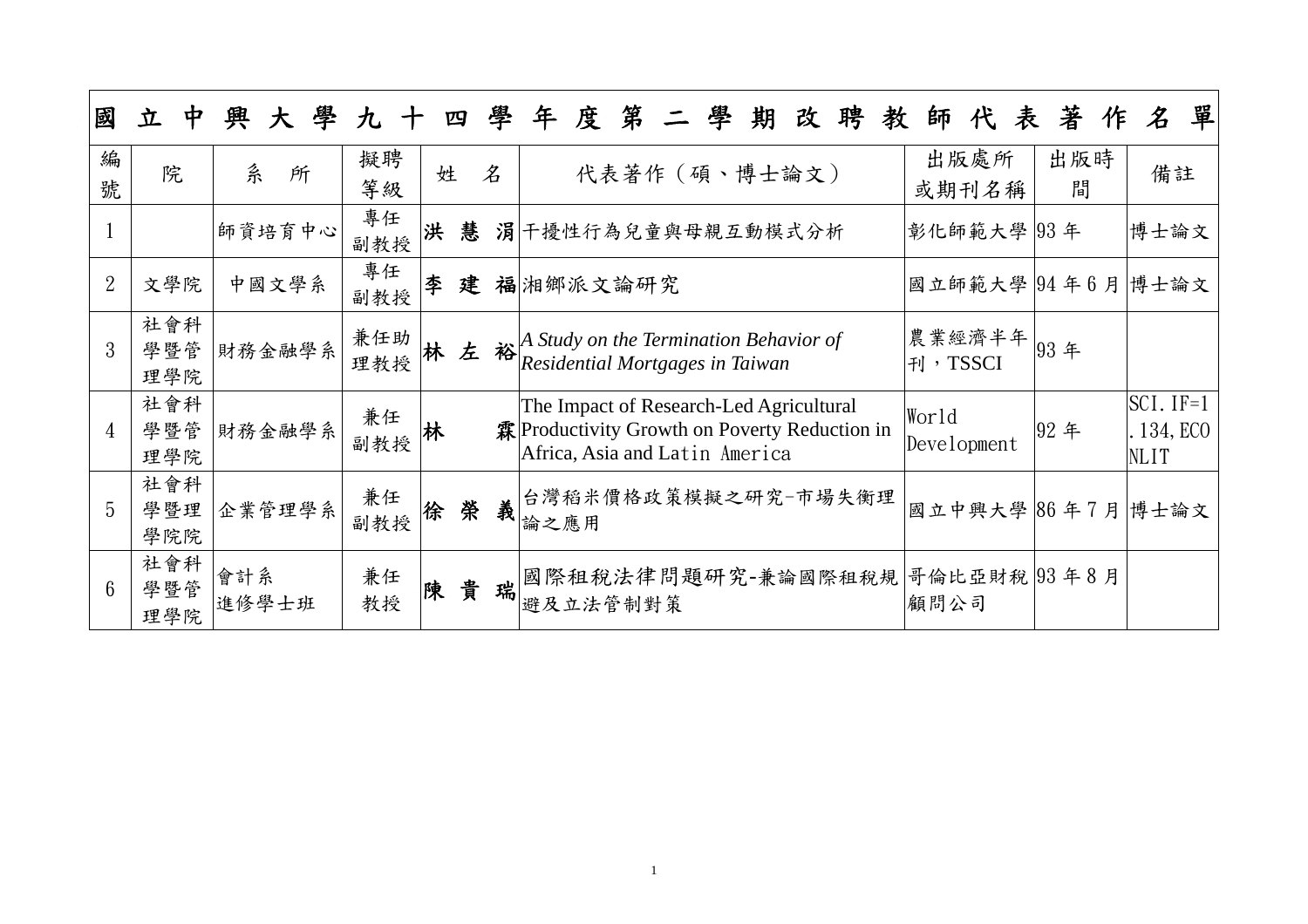| 國立中興大學九十四學年度第二學期改聘教師代表著作名單 | | | | | | | | |
|---|---|---|---|---|---|---|---|---|
| 編號 | 院 | 系所 | 擬聘等級 | 姓名 | 代表著作（碩、博士論文） | 出版處所或期刊名稱 | 出版時間 | 備註 |
| 1 | | 師資培育中心 | 專任副教授 | 洪慧涓 | 干擾性行為兒童與母親互動模式分析 | 彰化師範大學 | 93 年 | 博士論文 |
| 2 | 文學院 | 中國文學系 | 專任副教授 | 李建福 | 湘鄉派文論研究 | 國立師範大學 | 94 年 6 月 | 博士論文 |
| 3 | 社會科學暨管理學院 | 財務金融學系 | 兼任助理教授 | 林左裕 | *A Study on the Termination Behavior of Residential Mortgages in Taiwan* | 農業經濟半年刊，TSSCI | 93 年 | |
| 4 | 社會科學暨管理學院 | 財務金融學系 | 兼任副教授 | 林霖 | The Impact of Research-Led Agricultural Productivity Growth on Poverty Reduction in Africa, Asia and Latin America | World Development | 92 年 | SCI. IF=1.134, ECONLIT |
| 5 | 社會科學暨理學院院 | 企業管理學系 | 兼任副教授 | 徐榮義 | 台灣稻米價格政策模擬之研究-市場失衡理論之應用 | 國立中興大學 | 86 年 7 月 | 博士論文 |
| 6 | 社會科學暨管理學院 | 會計系進修學士班 | 兼任教授 | 陳貴瑞 | 國際租稅法律問題研究-兼論國際租稅規避及立法管制對策 | 哥倫比亞財稅顧問公司 | 93 年 8 月 | |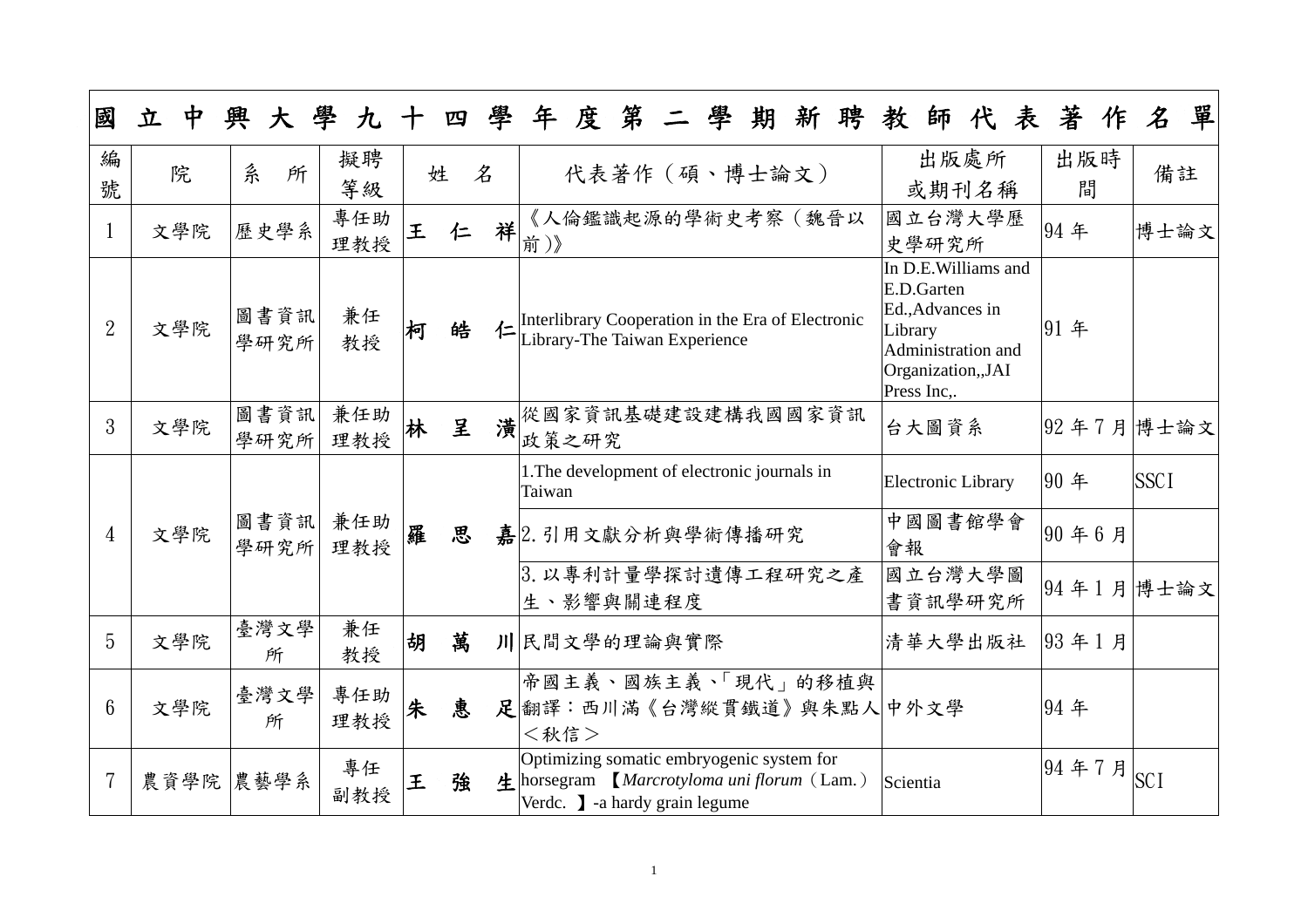# 國立中興大學九十四學年度第二學期新聘教師代表著作名單

| 編號 | 院 | 系所 | 擬聘等級 | 姓名 | 代表著作（碩、博士論文） | 出版處所或期刊名稱 | 出版時間 | 備註 |
|---|---|---|---|---|---|---|---|---|
| 1 | 文學院 | 歷史學系 | 專任助理教授 | 王仁祥 | 《人倫鑑識起源的學術史考察（魏晉以前）》 | 國立台灣大學歷史學研究所 | 94 年 | 博士論文 |
| 2 | 文學院 | 圖書資訊學研究所 | 兼任教授 | 柯皓仁 | Interlibrary Cooperation in the Era of Electronic Library-The Taiwan Experience | In D.E.Williams and E.D.Garten Ed.,Advances in Library Administration and Organization,,JAI Press Inc,. | 91 年 | |
| 3 | 文學院 | 圖書資訊學研究所 | 兼任助理教授 | 林呈潢 | 從國家資訊基礎建設建構我國國家資訊政策之研究 | 台大圖資系 | 92 年 7 月 | 博士論文 |
| 4 | 文學院 | 圖書資訊學研究所 | 兼任助理教授 | 羅思嘉 | 1.The development of electronic journals in Taiwan | Electronic Library | 90 年 | SSCI |
| | | | | | 2. 引用文獻分析與學術傳播研究 | 中國圖書館學會會報 | 90 年 6 月 | |
| | | | | | 3. 以專利計量學探討遺傳工程研究之產生、影響與關連程度 | 國立台灣大學圖書資訊學研究所 | 94 年 1 月 | 博士論文 |
| 5 | 文學院 | 臺灣文學所 | 兼任教授 | 胡萬川 | 民間文學的理論與實際 | 清華大學出版社 | 93 年 1 月 | |
| 6 | 文學院 | 臺灣文學所 | 專任助理教授 | 朱惠足 | 帝國主義、國族主義、「現代」的移植與翻譯：西川滿《台灣縱貫鐵道》與朱點人＜秋信＞ | 中外文學 | 94 年 | |
| 7 | 農資學院 | 農藝學系 | 專任副教授 | 王強生 | Optimizing somatic embryogenic system for horsegram 【*Marcrotyloma uni florum*（Lam.）Verdc. 】-a hardy grain legume | Scientia | 94 年 7 月 | SCI |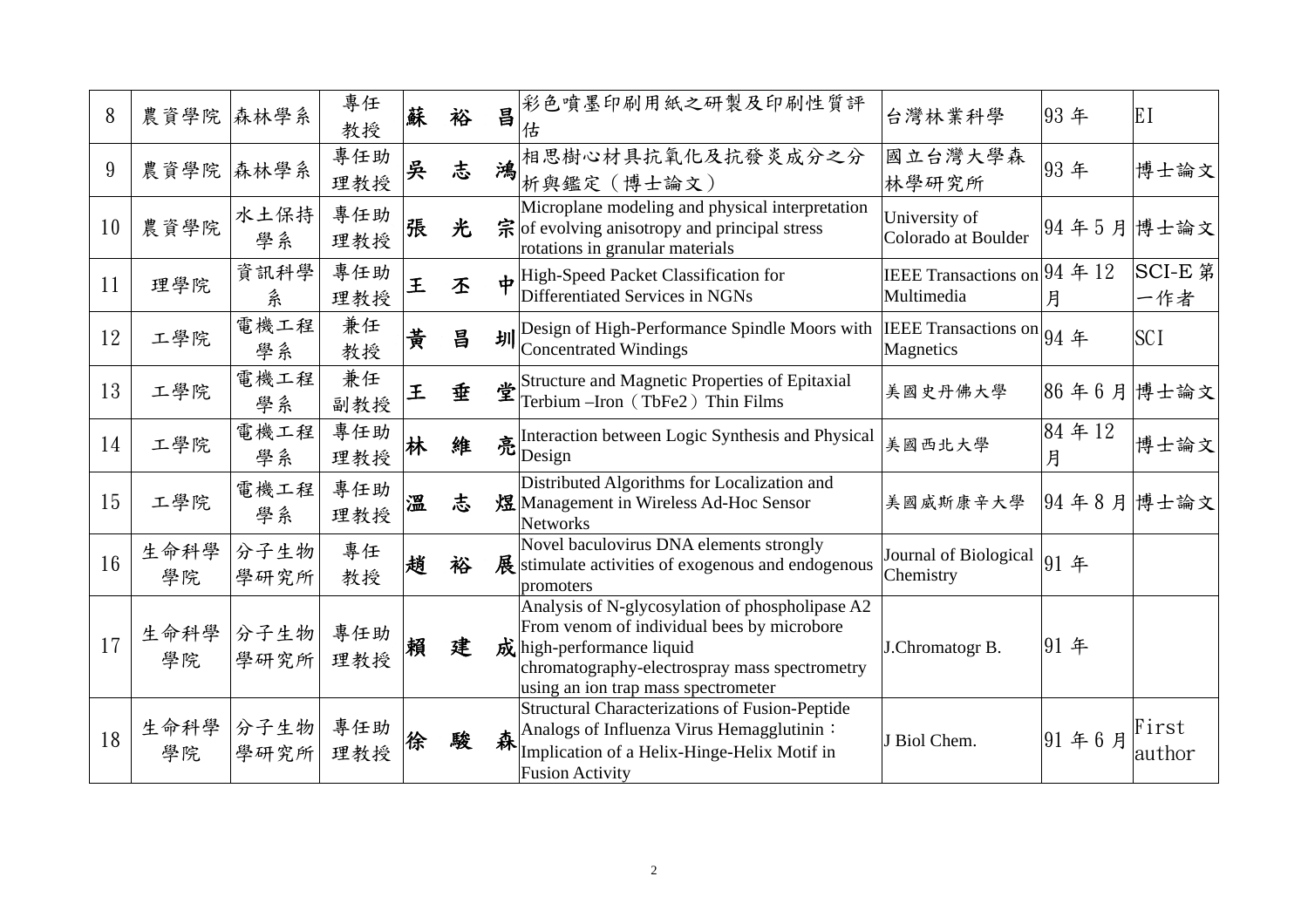| 8 | 農資學院 | 森林學系 | 專任教授 | 蘇　裕　昌 | 彩色噴墨印刷用紙之研製及印刷性質評估 | 台灣林業科學 | 93 年 | EI |
|---|---|---|---|---|---|---|---|---|
| 9 | 農資學院 | 森林學系 | 專任助理教授 | 吳　志　鴻 | 相思樹心材具抗氧化及抗發炎成分之分析與鑑定（博士論文） | 國立台灣大學森林學研究所 | 93 年 | 博士論文 |
| 10 | 農資學院 | 水土保持學系 | 專任助理教授 | 張　光　宗 | Microplane modeling and physical interpretation of evolving anisotropy and principal stress rotations in granular materials | University of Colorado at Boulder | 94 年 5 月 | 博士論文 |
| 11 | 理學院 | 資訊科學系 | 專任助理教授 | 王　丕　中 | High-Speed Packet Classification for Differentiated Services in NGNs | IEEE Transactions on Multimedia | 94 年 12 月 | SCI-E 第一作者 |
| 12 | 工學院 | 電機工程學系 | 兼任教授 | 黃　昌　圳 | Design of High-Performance Spindle Moors with Concentrated Windings | IEEE Transactions on Magnetics | 94 年 | SCI |
| 13 | 工學院 | 電機工程學系 | 兼任副教授 | 王　垂　堂 | Structure and Magnetic Properties of Epitaxial Terbium –Iron（TbFe2）Thin Films | 美國史丹佛大學 | 86 年 6 月 | 博士論文 |
| 14 | 工學院 | 電機工程學系 | 專任助理教授 | 林　維　亮 | Interaction between Logic Synthesis and Physical Design | 美國西北大學 | 84 年 12 月 | 博士論文 |
| 15 | 工學院 | 電機工程學系 | 專任助理教授 | 溫　志　煜 | Distributed Algorithms for Localization and Management in Wireless Ad-Hoc Sensor Networks | 美國威斯康辛大學 | 94 年 8 月 | 博士論文 |
| 16 | 生命科學學院 | 分子生物學研究所 | 專任教授 | 趙　裕　展 | Novel baculovirus DNA elements strongly stimulate activities of exogenous and endogenous promoters | Journal of Biological Chemistry | 91 年 | |
| 17 | 生命科學學院 | 分子生物學研究所 | 專任助理教授 | 賴　建　成 | Analysis of N-glycosylation of phospholipase A2 From venom of individual bees by microbore high-performance liquid chromatography-electrospray mass spectrometry using an ion trap mass spectrometer | J.Chromatogr B. | 91 年 | |
| 18 | 生命科學學院 | 分子生物學研究所 | 專任助理教授 | 徐　駿　森 | Structural Characterizations of Fusion-Peptide Analogs of Influenza Virus Hemagglutinin：Implication of a Helix-Hinge-Helix Motif in Fusion Activity | J Biol Chem. | 91 年 6 月 | First author |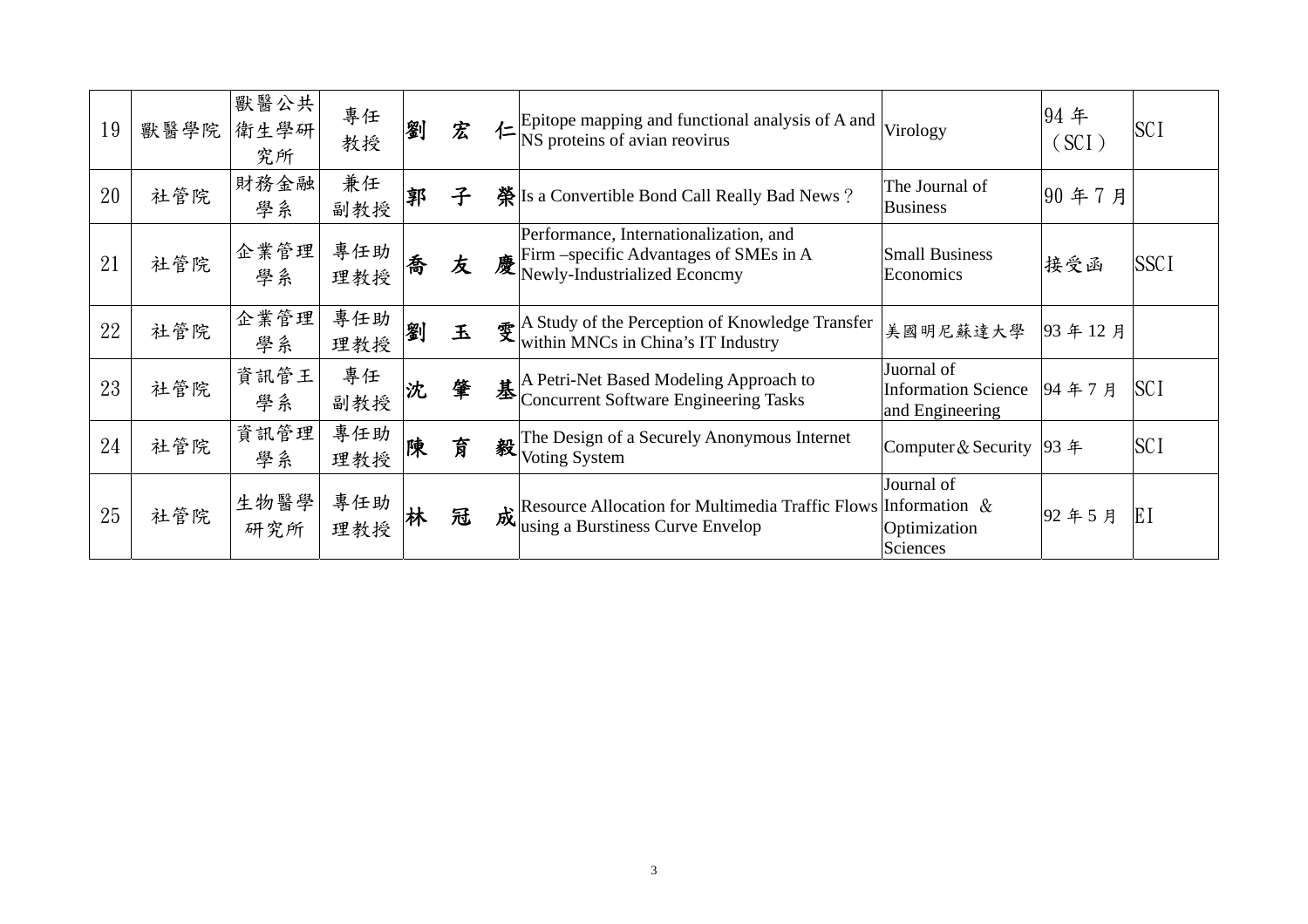| | | | | | | | | |
|---|---|---|---|---|---|---|---|---|
| 19 | 獸醫學院 | 獸醫公共衛生學研究所 | 專任教授 | 劉 宏 仁 | Epitope mapping and functional analysis of A and NS proteins of avian reovirus | Virology | 94 年（SCI） | SCI |
| 20 | 社管院 | 財務金融學系 | 兼任副教授 | 郭 子 榮 | Is a Convertible Bond Call Really Bad News？ | The Journal of Business | 90 年 7 月 | |
| 21 | 社管院 | 企業管理學系 | 專任助理教授 | 喬 友 慶 | Performance, Internationalization, and Firm –specific Advantages of SMEs in A Newly-Industrialized Econcmy | Small Business Economics | 接受函 | SSCI |
| 22 | 社管院 | 企業管理學系 | 專任助理教授 | 劉 玉 雯 | A Study of the Perception of Knowledge Transfer within MNCs in China's IT Industry | 美國明尼蘇達大學 | 93 年 12 月 | |
| 23 | 社管院 | 資訊管王學系 | 專任副教授 | 沈 肇 基 | A Petri-Net Based Modeling Approach to Concurrent Software Engineering Tasks | Juornal of Information Science and Engineering | 94 年 7 月 | SCI |
| 24 | 社管院 | 資訊管理學系 | 專任助理教授 | 陳 育 毅 | The Design of a Securely Anonymous Internet Voting System | Computer＆Security | 93 年 | SCI |
| 25 | 社管院 | 生物醫學研究所 | 專任助理教授 | 林 冠 成 | Resource Allocation for Multimedia Traffic Flows using a Burstiness Curve Envelop | Journal of Information ＆ Optimization Sciences | 92 年 5 月 | EI |